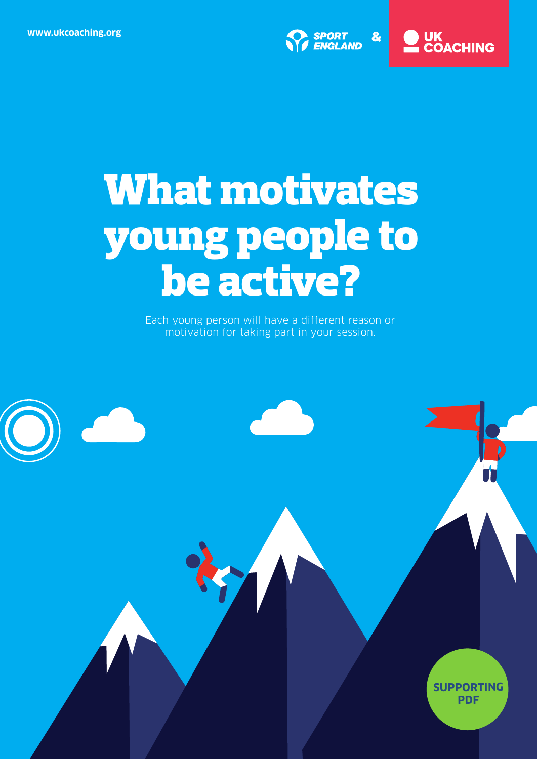www.ukcoaching.org

SPORT ENGLAND & UK COACHING

# What motivates young people to be active?

Each young person will have a different reason or motivation for taking part in your session.

SUPPORTING PDF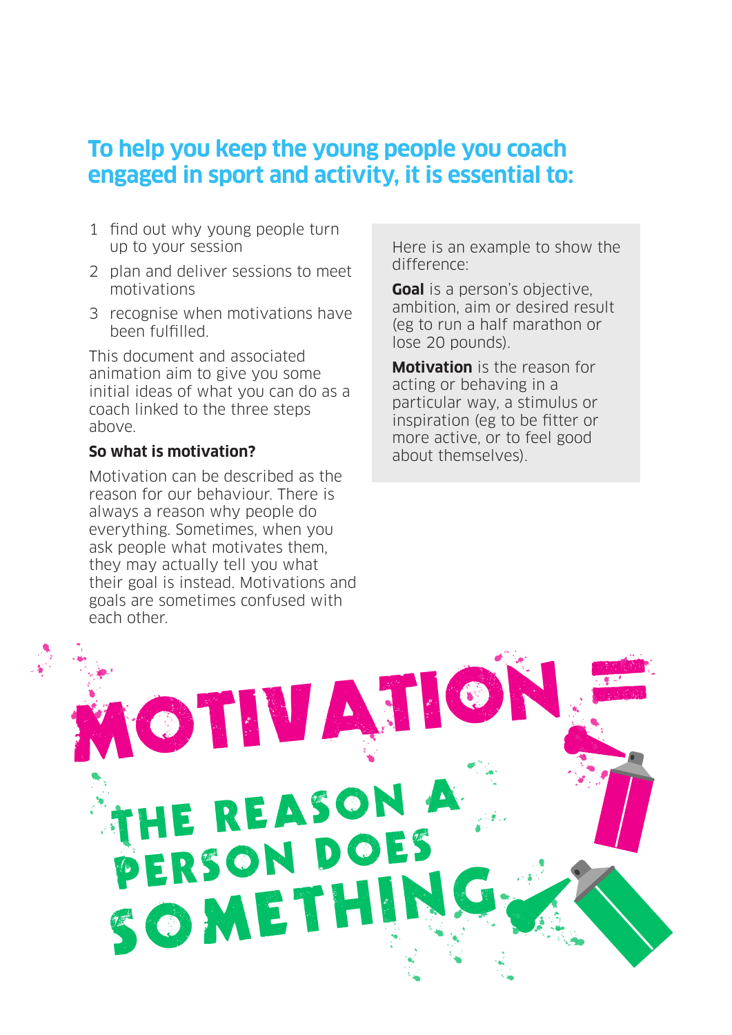## To help you keep the young people you coach engaged in sport and activity, it is essential to:

1. find out why young people turn up to your session
2. plan and deliver sessions to meet motivations
3. recognise when motivations have been fulfilled.

This document and associated animation aim to give you some initial ideas of what you can do as a coach linked to the three steps above.

**So what is motivation?**

Motivation can be described as the reason for our behaviour. There is always a reason why people do everything. Sometimes, when you ask people what motivates them, they may actually tell you what their goal is instead. Motivations and goals are sometimes confused with each other.

Here is an example to show the difference:

**Goal** is a person's objective, ambition, aim or desired result (eg to run a half marathon or lose 20 pounds).

**Motivation** is the reason for acting or behaving in a particular way, a stimulus or inspiration (eg to be fitter or more active, or to feel good about themselves).

MOTIVATION = THE REASON A PERSON DOES SOMETHING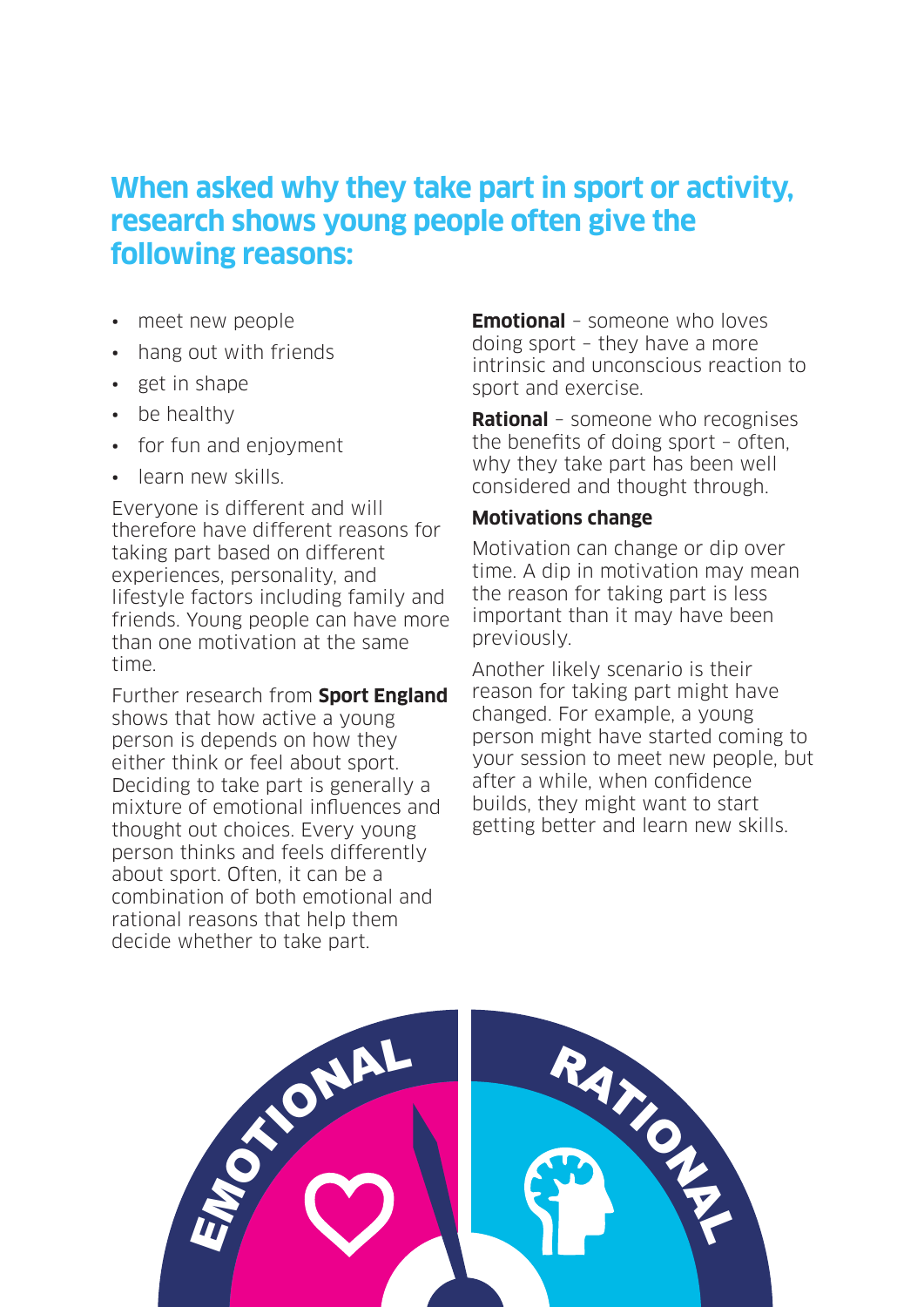## When asked why they take part in sport or activity, research shows young people often give the following reasons:

- meet new people
- hang out with friends
- get in shape
- be healthy
- for fun and enjoyment
- learn new skills.

Everyone is different and will therefore have different reasons for taking part based on different experiences, personality, and lifestyle factors including family and friends. Young people can have more than one motivation at the same time.

Further research from **Sport England** shows that how active a young person is depends on how they either think or feel about sport. Deciding to take part is generally a mixture of emotional influences and thought out choices. Every young person thinks and feels differently about sport. Often, it can be a combination of both emotional and rational reasons that help them decide whether to take part.

**Emotional** – someone who loves doing sport – they have a more intrinsic and unconscious reaction to sport and exercise.

**Rational** – someone who recognises the benefits of doing sport – often, why they take part has been well considered and thought through.

### Motivations change

Motivation can change or dip over time. A dip in motivation may mean the reason for taking part is less important than it may have been previously.

Another likely scenario is their reason for taking part might have changed. For example, a young person might have started coming to your session to meet new people, but after a while, when confidence builds, they might want to start getting better and learn new skills.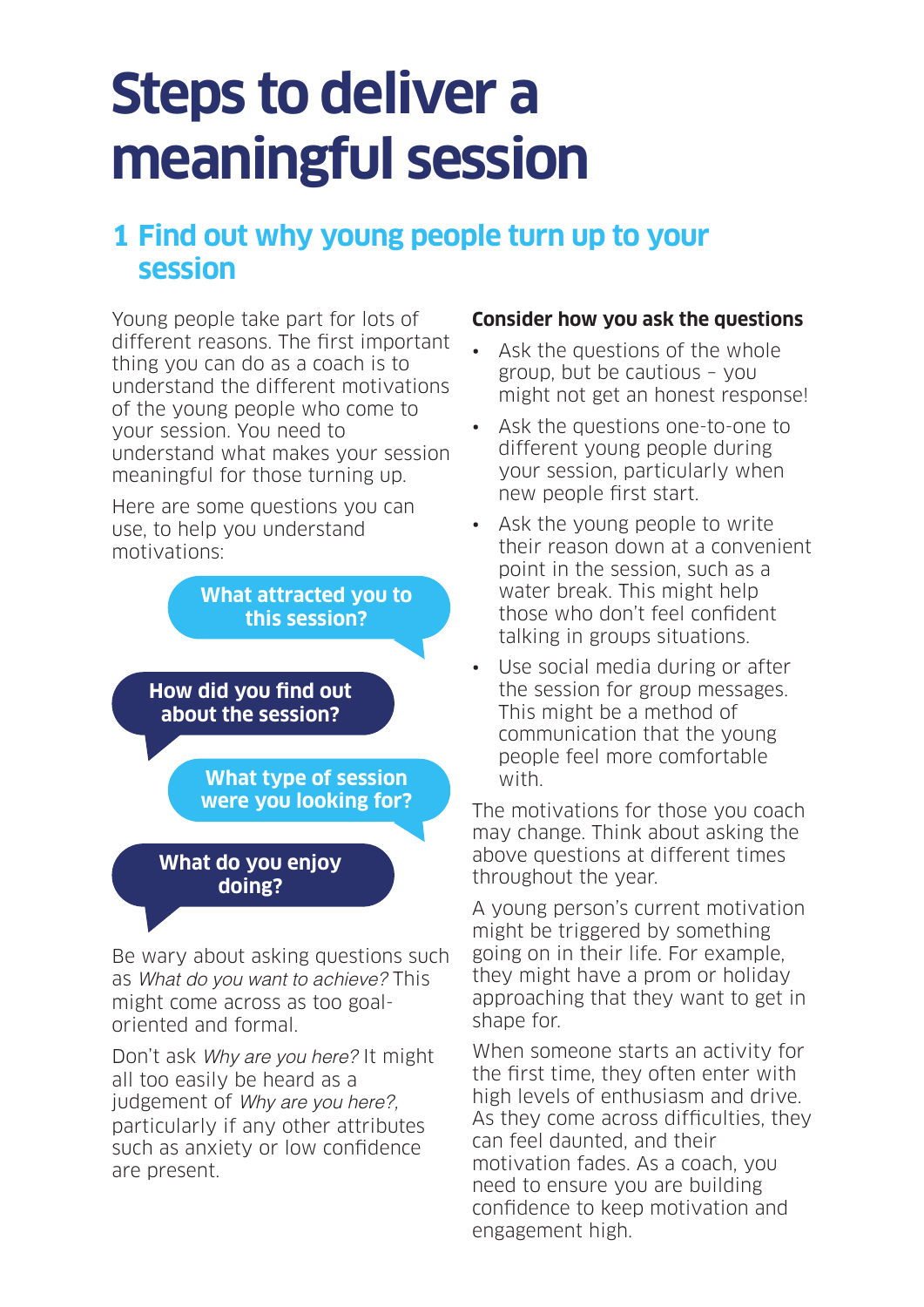# Steps to deliver a meaningful session

## 1 Find out why young people turn up to your session

Young people take part for lots of different reasons. The first important thing you can do as a coach is to understand the different motivations of the young people who come to your session. You need to understand what makes your session meaningful for those turning up.

Here are some questions you can use, to help you understand motivations:

**What attracted you to this session?**

**How did you find out about the session?**

**What type of session were you looking for?**

**What do you enjoy doing?**

Be wary about asking questions such as *What do you want to achieve?* This might come across as too goal-oriented and formal.

Don't ask *Why are you here?* It might all too easily be heard as a judgement of *Why are you here?*, particularly if any other attributes such as anxiety or low confidence are present.

**Consider how you ask the questions**

- Ask the questions of the whole group, but be cautious – you might not get an honest response!
- Ask the questions one-to-one to different young people during your session, particularly when new people first start.
- Ask the young people to write their reason down at a convenient point in the session, such as a water break. This might help those who don't feel confident talking in groups situations.
- Use social media during or after the session for group messages. This might be a method of communication that the young people feel more comfortable with.

The motivations for those you coach may change. Think about asking the above questions at different times throughout the year.

A young person's current motivation might be triggered by something going on in their life. For example, they might have a prom or holiday approaching that they want to get in shape for.

When someone starts an activity for the first time, they often enter with high levels of enthusiasm and drive. As they come across difficulties, they can feel daunted, and their motivation fades. As a coach, you need to ensure you are building confidence to keep motivation and engagement high.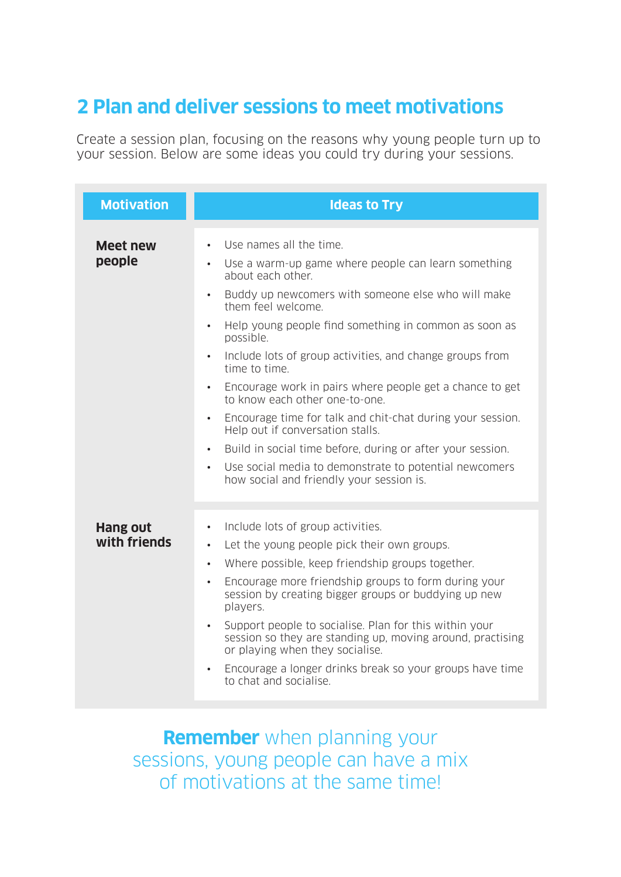## 2 Plan and deliver sessions to meet motivations

Create a session plan, focusing on the reasons why young people turn up to your session. Below are some ideas you could try during your sessions.

| Motivation | Ideas to Try |
| --- | --- |
| **Meet new people** | • Use names all the time.<br>• Use a warm-up game where people can learn something about each other.<br>• Buddy up newcomers with someone else who will make them feel welcome.<br>• Help young people find something in common as soon as possible.<br>• Include lots of group activities, and change groups from time to time.<br>• Encourage work in pairs where people get a chance to get to know each other one-to-one.<br>• Encourage time for talk and chit-chat during your session. Help out if conversation stalls.<br>• Build in social time before, during or after your session.<br>• Use social media to demonstrate to potential newcomers how social and friendly your session is. |
| **Hang out with friends** | • Include lots of group activities.<br>• Let the young people pick their own groups.<br>• Where possible, keep friendship groups together.<br>• Encourage more friendship groups to form during your session by creating bigger groups or buddying up new players.<br>• Support people to socialise. Plan for this within your session so they are standing up, moving around, practising or playing when they socialise.<br>• Encourage a longer drinks break so your groups have time to chat and socialise. |

**Remember** when planning your sessions, young people can have a mix of motivations at the same time!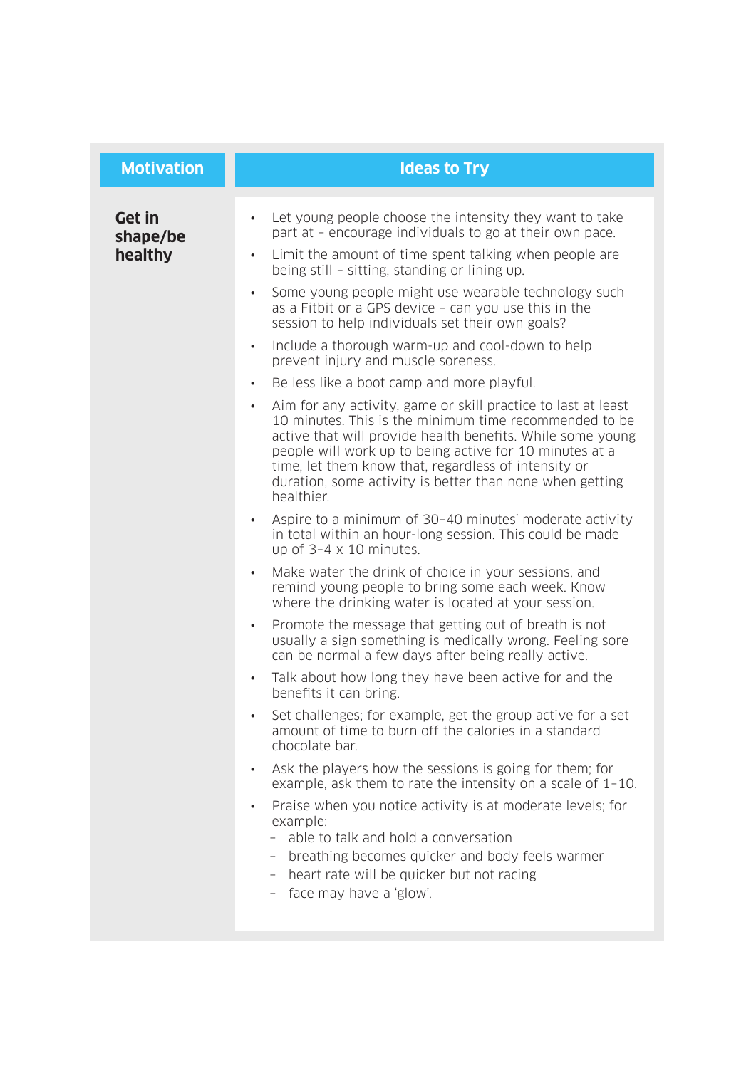| Motivation | Ideas to Try |
| --- | --- |
| **Get in shape/be healthy** | • Let young people choose the intensity they want to take part at – encourage individuals to go at their own pace.<br>• Limit the amount of time spent talking when people are being still – sitting, standing or lining up.<br>• Some young people might use wearable technology such as a Fitbit or a GPS device – can you use this in the session to help individuals set their own goals?<br>• Include a thorough warm-up and cool-down to help prevent injury and muscle soreness.<br>• Be less like a boot camp and more playful.<br>• Aim for any activity, game or skill practice to last at least 10 minutes. This is the minimum time recommended to be active that will provide health benefits. While some young people will work up to being active for 10 minutes at a time, let them know that, regardless of intensity or duration, some activity is better than none when getting healthier.<br>• Aspire to a minimum of 30–40 minutes' moderate activity in total within an hour-long session. This could be made up of 3–4 x 10 minutes.<br>• Make water the drink of choice in your sessions, and remind young people to bring some each week. Know where the drinking water is located at your session.<br>• Promote the message that getting out of breath is not usually a sign something is medically wrong. Feeling sore can be normal a few days after being really active.<br>• Talk about how long they have been active for and the benefits it can bring.<br>• Set challenges; for example, get the group active for a set amount of time to burn off the calories in a standard chocolate bar.<br>• Ask the players how the sessions is going for them; for example, ask them to rate the intensity on a scale of 1–10.<br>• Praise when you notice activity is at moderate levels; for example:<br>  – able to talk and hold a conversation<br>  – breathing becomes quicker and body feels warmer<br>  – heart rate will be quicker but not racing<br>  – face may have a 'glow'. |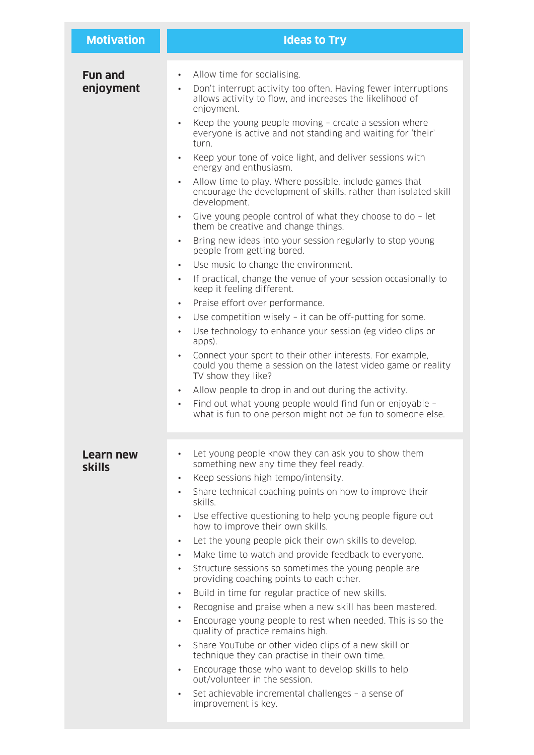| Motivation | Ideas to Try |
|---|---|
| **Fun and enjoyment** | • Allow time for socialising.<br>• Don't interrupt activity too often. Having fewer interruptions allows activity to flow, and increases the likelihood of enjoyment.<br>• Keep the young people moving – create a session where everyone is active and not standing and waiting for 'their' turn.<br>• Keep your tone of voice light, and deliver sessions with energy and enthusiasm.<br>• Allow time to play. Where possible, include games that encourage the development of skills, rather than isolated skill development.<br>• Give young people control of what they choose to do – let them be creative and change things.<br>• Bring new ideas into your session regularly to stop young people from getting bored.<br>• Use music to change the environment.<br>• If practical, change the venue of your session occasionally to keep it feeling different.<br>• Praise effort over performance.<br>• Use competition wisely – it can be off-putting for some.<br>• Use technology to enhance your session (eg video clips or apps).<br>• Connect your sport to their other interests. For example, could you theme a session on the latest video game or reality TV show they like?<br>• Allow people to drop in and out during the activity.<br>• Find out what young people would find fun or enjoyable – what is fun to one person might not be fun to someone else. |
| **Learn new skills** | • Let young people know they can ask you to show them something new any time they feel ready.<br>• Keep sessions high tempo/intensity.<br>• Share technical coaching points on how to improve their skills.<br>• Use effective questioning to help young people figure out how to improve their own skills.<br>• Let the young people pick their own skills to develop.<br>• Make time to watch and provide feedback to everyone.<br>• Structure sessions so sometimes the young people are providing coaching points to each other.<br>• Build in time for regular practice of new skills.<br>• Recognise and praise when a new skill has been mastered.<br>• Encourage young people to rest when needed. This is so the quality of practice remains high.<br>• Share YouTube or other video clips of a new skill or technique they can practise in their own time.<br>• Encourage those who want to develop skills to help out/volunteer in the session.<br>• Set achievable incremental challenges – a sense of improvement is key. |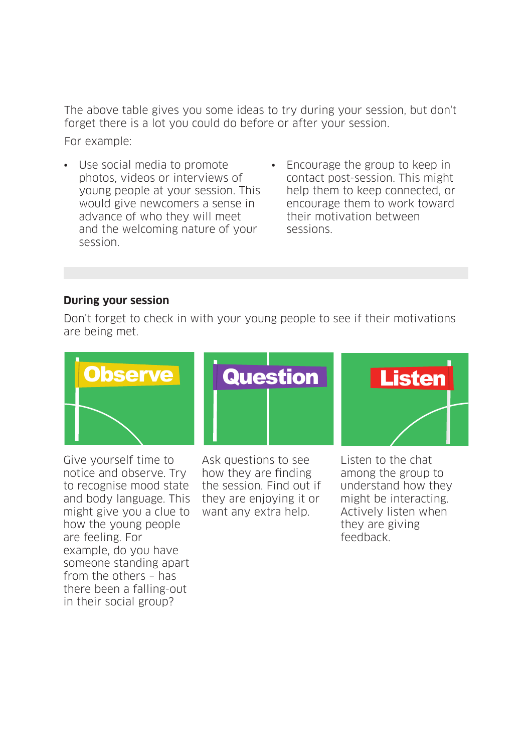The above table gives you some ideas to try during your session, but don't forget there is a lot you could do before or after your session.

For example:

- Use social media to promote photos, videos or interviews of young people at your session. This would give newcomers a sense in advance of who they will meet and the welcoming nature of your session.
- Encourage the group to keep in contact post-session. This might help them to keep connected, or encourage them to work toward their motivation between sessions.

**During your session**

Don't forget to check in with your young people to see if their motivations are being met.

**Observe**

Give yourself time to notice and observe. Try to recognise mood state and body language. This might give you a clue to how the young people are feeling. For example, do you have someone standing apart from the others – has there been a falling-out in their social group?

**Question**

Ask questions to see how they are finding the session. Find out if they are enjoying it or want any extra help.

**Listen**

Listen to the chat among the group to understand how they might be interacting. Actively listen when they are giving feedback.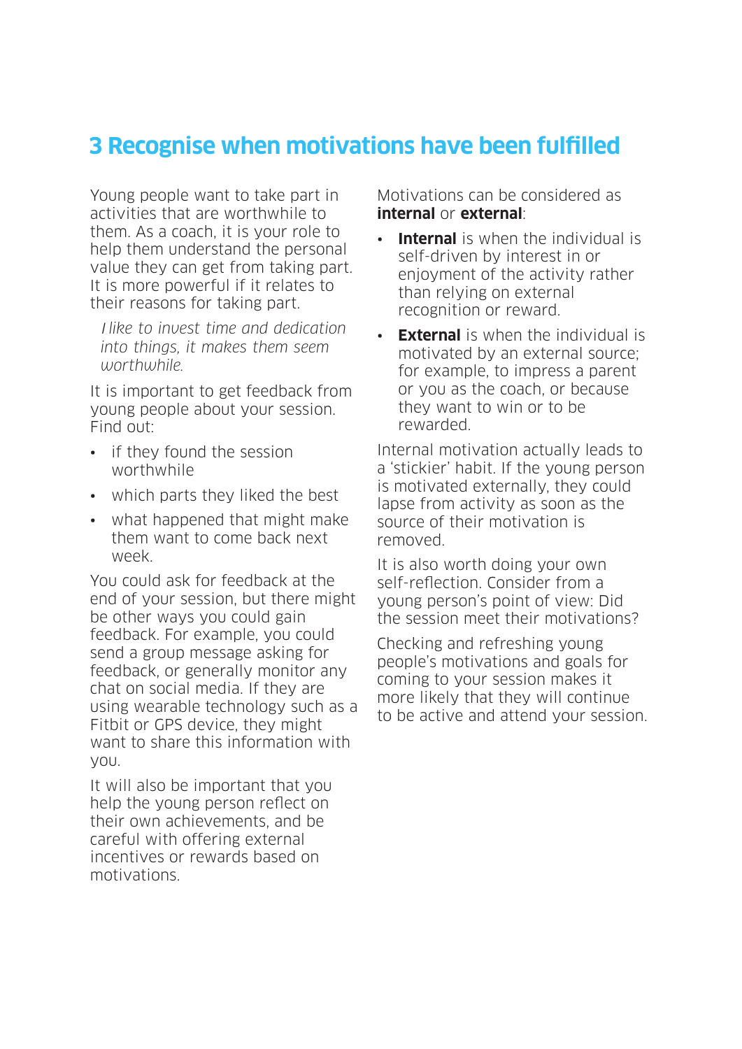## 3 Recognise when motivations have been fulfilled

Young people want to take part in activities that are worthwhile to them. As a coach, it is your role to help them understand the personal value they can get from taking part. It is more powerful if it relates to their reasons for taking part.

*I like to invest time and dedication into things, it makes them seem worthwhile.*

It is important to get feedback from young people about your session. Find out:

- if they found the session worthwhile
- which parts they liked the best
- what happened that might make them want to come back next week.

You could ask for feedback at the end of your session, but there might be other ways you could gain feedback. For example, you could send a group message asking for feedback, or generally monitor any chat on social media. If they are using wearable technology such as a Fitbit or GPS device, they might want to share this information with you.

It will also be important that you help the young person reflect on their own achievements, and be careful with offering external incentives or rewards based on motivations.

Motivations can be considered as **internal** or **external**:

- **Internal** is when the individual is self-driven by interest in or enjoyment of the activity rather than relying on external recognition or reward.
- **External** is when the individual is motivated by an external source; for example, to impress a parent or you as the coach, or because they want to win or to be rewarded.

Internal motivation actually leads to a 'stickier' habit. If the young person is motivated externally, they could lapse from activity as soon as the source of their motivation is removed.

It is also worth doing your own self-reflection. Consider from a young person's point of view: Did the session meet their motivations?

Checking and refreshing young people's motivations and goals for coming to your session makes it more likely that they will continue to be active and attend your session.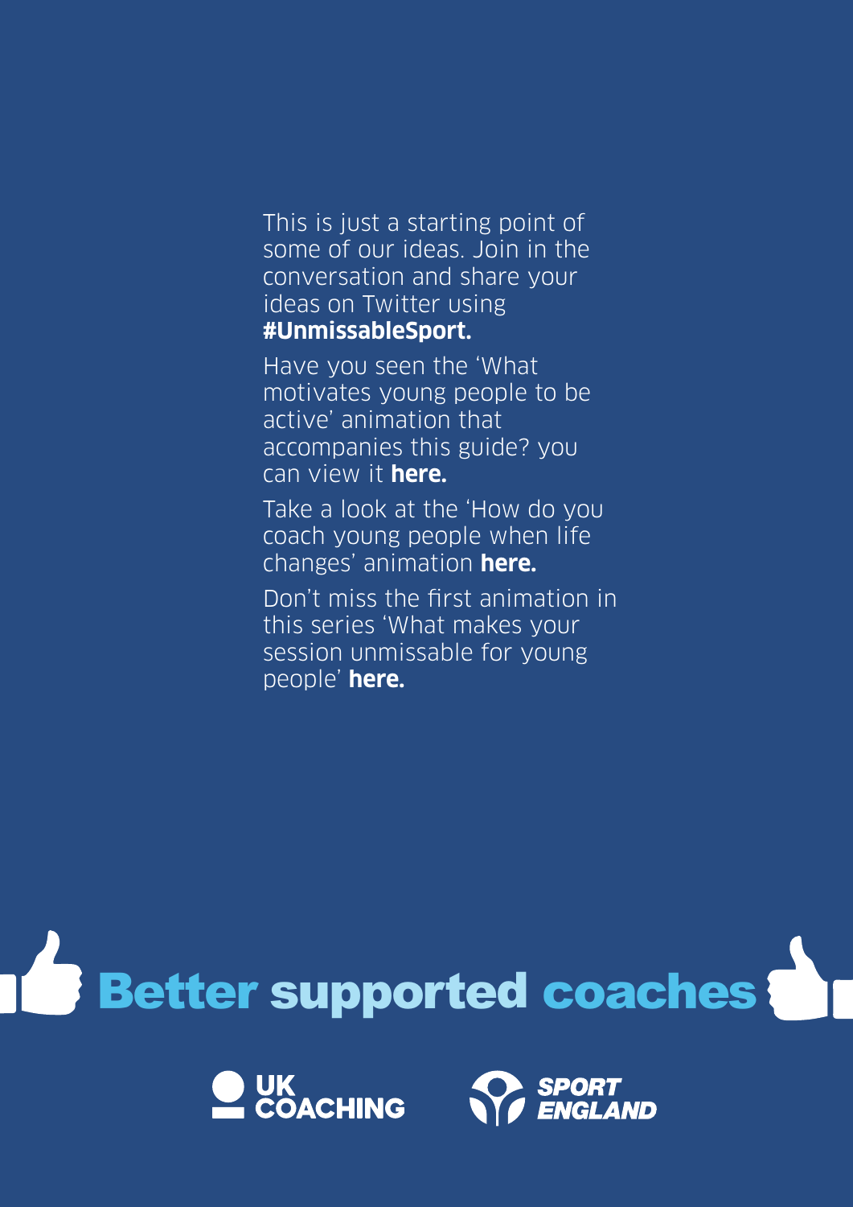This is just a starting point of some of our ideas. Join in the conversation and share your ideas on Twitter using **#UnmissableSport.**

Have you seen the 'What motivates young people to be active' animation that accompanies this guide? you can view it **here.**

Take a look at the 'How do you coach young people when life changes' animation **here.**

Don't miss the first animation in this series 'What makes your session unmissable for young people' **here.**

**Better supported coaches**

UK COACHING

SPORT ENGLAND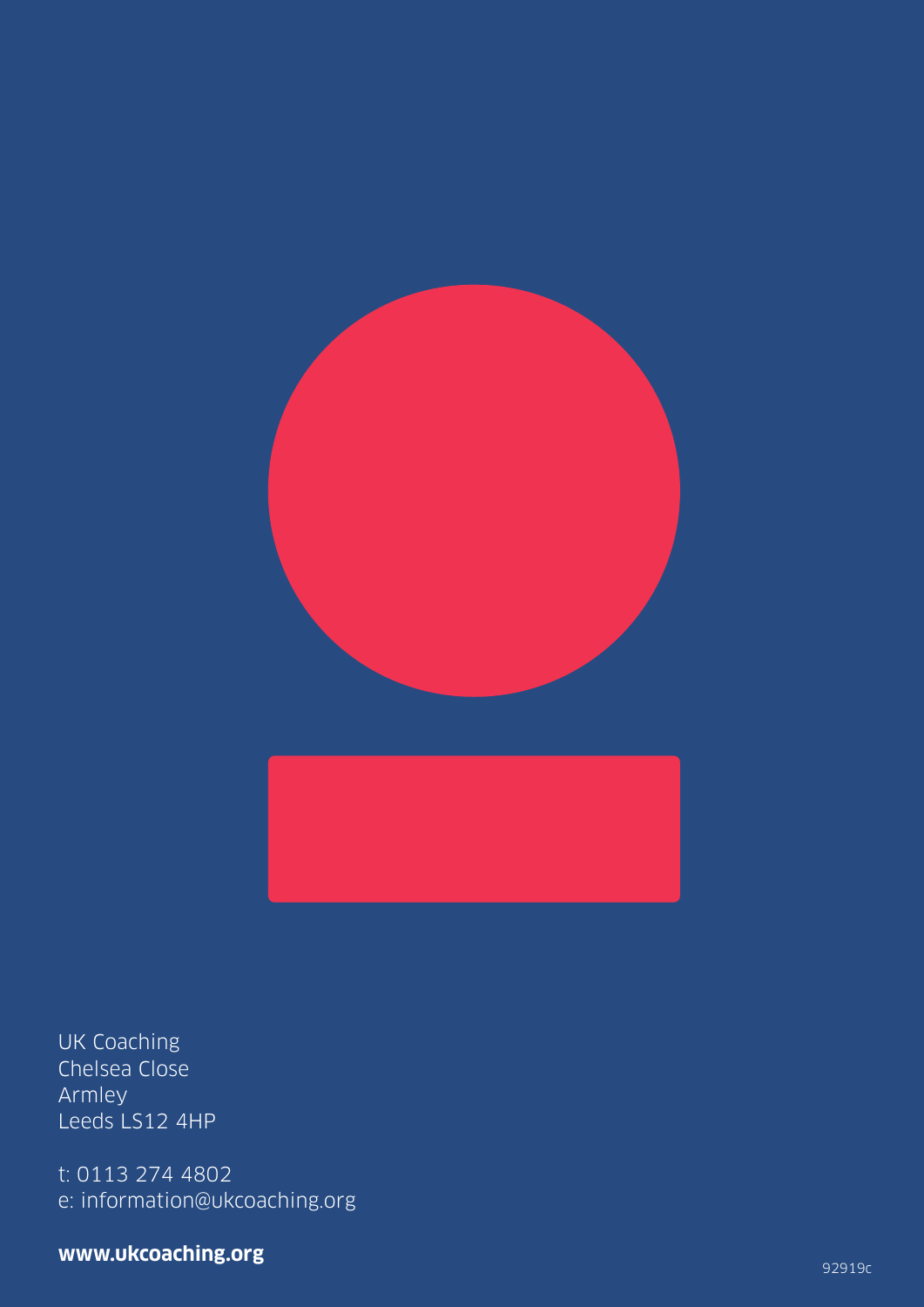UK Coaching
Chelsea Close
Armley
Leeds LS12 4HP

t: 0113 274 4802
e: information@ukcoaching.org

**www.ukcoaching.org**

92919c